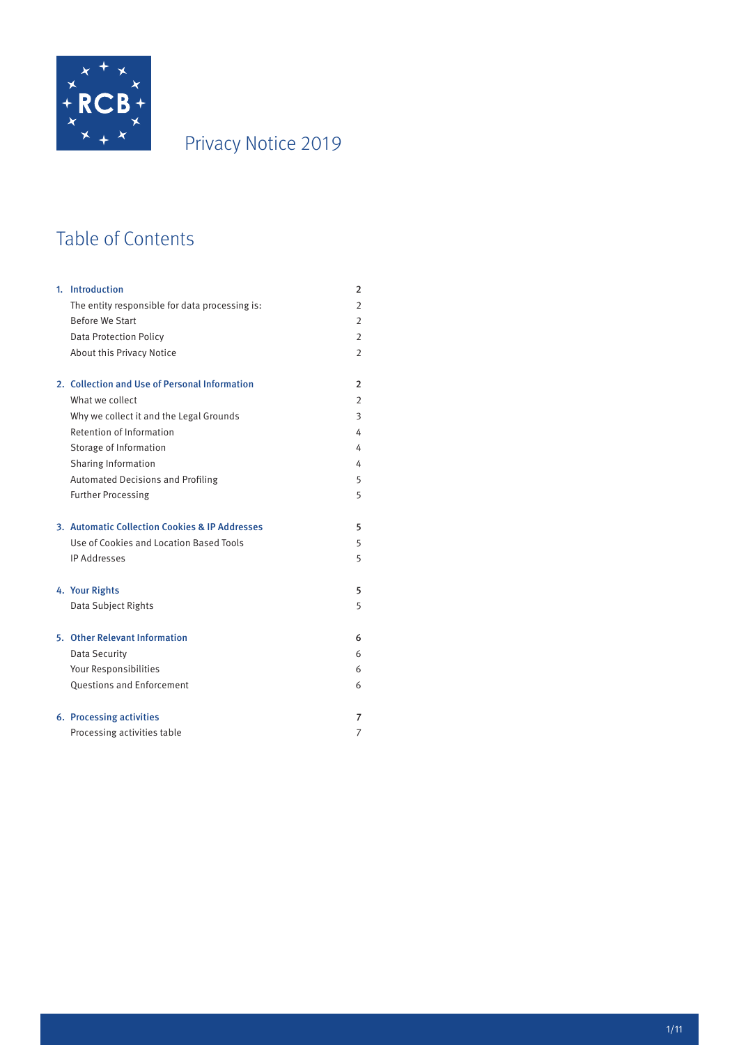RCB

# Privacy Notice 2019

## Table of Contents

| | | |
|---|---|---|
| 1. | **Introduction** | **2** |
| | The entity responsible for data processing is: | 2 |
| | Before We Start | 2 |
| | Data Protection Policy | 2 |
| | About this Privacy Notice | 2 |
| 2. | **Collection and Use of Personal Information** | **2** |
| | What we collect | 2 |
| | Why we collect it and the Legal Grounds | 3 |
| | Retention of Information | 4 |
| | Storage of Information | 4 |
| | Sharing Information | 4 |
| | Automated Decisions and Profiling | 5 |
| | Further Processing | 5 |
| 3. | **Automatic Collection Cookies & IP Addresses** | **5** |
| | Use of Cookies and Location Based Tools | 5 |
| | IP Addresses | 5 |
| 4. | **Your Rights** | **5** |
| | Data Subject Rights | 5 |
| 5. | **Other Relevant Information** | **6** |
| | Data Security | 6 |
| | Your Responsibilities | 6 |
| | Questions and Enforcement | 6 |
| 6. | **Processing activities** | **7** |
| | Processing activities table | 7 |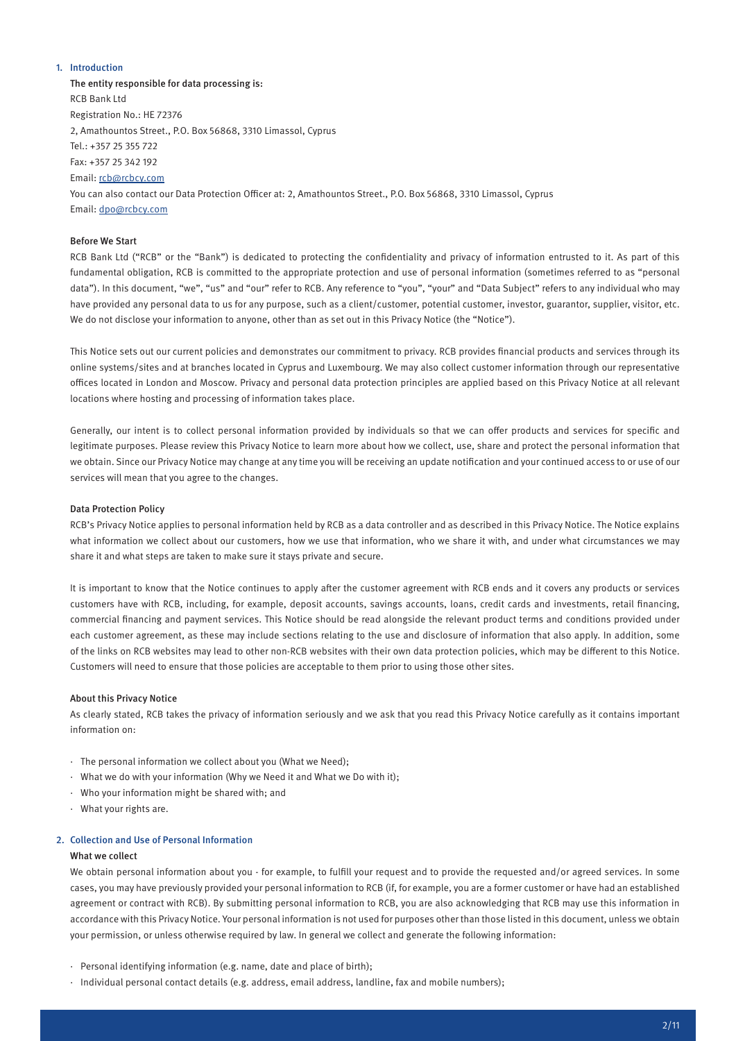## 1. Introduction

**The entity responsible for data processing is:**

RCB Bank Ltd
Registration No.: HE 72376
2, Amathountos Street., P.O. Box 56868, 3310 Limassol, Cyprus
Tel.: +357 25 355 722
Fax: +357 25 342 192
Email: rcb@rcbcy.com

You can also contact our Data Protection Officer at: 2, Amathountos Street., P.O. Box 56868, 3310 Limassol, Cyprus
Email: dpo@rcbcy.com

### Before We Start

RCB Bank Ltd ("RCB" or the "Bank") is dedicated to protecting the confidentiality and privacy of information entrusted to it. As part of this fundamental obligation, RCB is committed to the appropriate protection and use of personal information (sometimes referred to as "personal data"). In this document, "we", "us" and "our" refer to RCB. Any reference to "you", "your" and "Data Subject" refers to any individual who may have provided any personal data to us for any purpose, such as a client/customer, potential customer, investor, guarantor, supplier, visitor, etc. We do not disclose your information to anyone, other than as set out in this Privacy Notice (the "Notice").

This Notice sets out our current policies and demonstrates our commitment to privacy. RCB provides financial products and services through its online systems/sites and at branches located in Cyprus and Luxembourg. We may also collect customer information through our representative offices located in London and Moscow. Privacy and personal data protection principles are applied based on this Privacy Notice at all relevant locations where hosting and processing of information takes place.

Generally, our intent is to collect personal information provided by individuals so that we can offer products and services for specific and legitimate purposes. Please review this Privacy Notice to learn more about how we collect, use, share and protect the personal information that we obtain. Since our Privacy Notice may change at any time you will be receiving an update notification and your continued access to or use of our services will mean that you agree to the changes.

### Data Protection Policy

RCB's Privacy Notice applies to personal information held by RCB as a data controller and as described in this Privacy Notice. The Notice explains what information we collect about our customers, how we use that information, who we share it with, and under what circumstances we may share it and what steps are taken to make sure it stays private and secure.

It is important to know that the Notice continues to apply after the customer agreement with RCB ends and it covers any products or services customers have with RCB, including, for example, deposit accounts, savings accounts, loans, credit cards and investments, retail financing, commercial financing and payment services. This Notice should be read alongside the relevant product terms and conditions provided under each customer agreement, as these may include sections relating to the use and disclosure of information that also apply. In addition, some of the links on RCB websites may lead to other non-RCB websites with their own data protection policies, which may be different to this Notice. Customers will need to ensure that those policies are acceptable to them prior to using those other sites.

### About this Privacy Notice

As clearly stated, RCB takes the privacy of information seriously and we ask that you read this Privacy Notice carefully as it contains important information on:

- The personal information we collect about you (What we Need);
- What we do with your information (Why we Need it and What we Do with it);
- Who your information might be shared with; and
- What your rights are.

## 2. Collection and Use of Personal Information

### What we collect

We obtain personal information about you - for example, to fulfill your request and to provide the requested and/or agreed services. In some cases, you may have previously provided your personal information to RCB (if, for example, you are a former customer or have had an established agreement or contract with RCB). By submitting personal information to RCB, you are also acknowledging that RCB may use this information in accordance with this Privacy Notice. Your personal information is not used for purposes other than those listed in this document, unless we obtain your permission, or unless otherwise required by law. In general we collect and generate the following information:

- Personal identifying information (e.g. name, date and place of birth);
- Individual personal contact details (e.g. address, email address, landline, fax and mobile numbers);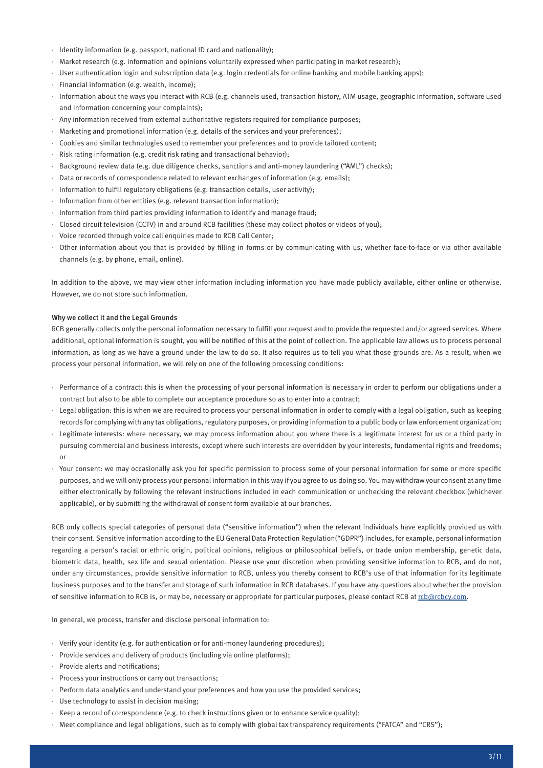- Identity information (e.g. passport, national ID card and nationality);
- Market research (e.g. information and opinions voluntarily expressed when participating in market research);
- User authentication login and subscription data (e.g. login credentials for online banking and mobile banking apps);
- Financial information (e.g. wealth, income);
- Information about the ways you interact with RCB (e.g. channels used, transaction history, ATM usage, geographic information, software used and information concerning your complaints);
- Any information received from external authoritative registers required for compliance purposes;
- Marketing and promotional information (e.g. details of the services and your preferences);
- Cookies and similar technologies used to remember your preferences and to provide tailored content;
- Risk rating information (e.g. credit risk rating and transactional behavior);
- Background review data (e.g. due diligence checks, sanctions and anti-money laundering ("AML") checks);
- Data or records of correspondence related to relevant exchanges of information (e.g. emails);
- Information to fulfill regulatory obligations (e.g. transaction details, user activity);
- Information from other entities (e.g. relevant transaction information);
- Information from third parties providing information to identify and manage fraud;
- Closed circuit television (CCTV) in and around RCB facilities (these may collect photos or videos of you);
- Voice recorded through voice call enquiries made to RCB Call Center;
- Other information about you that is provided by filling in forms or by communicating with us, whether face-to-face or via other available channels (e.g. by phone, email, online).

In addition to the above, we may view other information including information you have made publicly available, either online or otherwise. However, we do not store such information.

#### Why we collect it and the Legal Grounds

RCB generally collects only the personal information necessary to fulfill your request and to provide the requested and/or agreed services. Where additional, optional information is sought, you will be notified of this at the point of collection. The applicable law allows us to process personal information, as long as we have a ground under the law to do so. It also requires us to tell you what those grounds are. As a result, when we process your personal information, we will rely on one of the following processing conditions:

- Performance of a contract: this is when the processing of your personal information is necessary in order to perform our obligations under a contract but also to be able to complete our acceptance procedure so as to enter into a contract;
- Legal obligation: this is when we are required to process your personal information in order to comply with a legal obligation, such as keeping records for complying with any tax obligations, regulatory purposes, or providing information to a public body or law enforcement organization;
- Legitimate interests: where necessary, we may process information about you where there is a legitimate interest for us or a third party in pursuing commercial and business interests, except where such interests are overridden by your interests, fundamental rights and freedoms; or
- Your consent: we may occasionally ask you for specific permission to process some of your personal information for some or more specific purposes, and we will only process your personal information in this way if you agree to us doing so. You may withdraw your consent at any time either electronically by following the relevant instructions included in each communication or unchecking the relevant checkbox (whichever applicable), or by submitting the withdrawal of consent form available at our branches.

RCB only collects special categories of personal data ("sensitive information") when the relevant individuals have explicitly provided us with their consent. Sensitive information according to the EU General Data Protection Regulation("GDPR") includes, for example, personal information regarding a person's racial or ethnic origin, political opinions, religious or philosophical beliefs, or trade union membership, genetic data, biometric data, health, sex life and sexual orientation. Please use your discretion when providing sensitive information to RCB, and do not, under any circumstances, provide sensitive information to RCB, unless you thereby consent to RCB's use of that information for its legitimate business purposes and to the transfer and storage of such information in RCB databases. If you have any questions about whether the provision of sensitive information to RCB is, or may be, necessary or appropriate for particular purposes, please contact RCB at rcb@rcbcy.com.

In general, we process, transfer and disclose personal information to:

- Verify your identity (e.g. for authentication or for anti-money laundering procedures);
- Provide services and delivery of products (including via online platforms);
- Provide alerts and notifications;
- Process your instructions or carry out transactions;
- Perform data analytics and understand your preferences and how you use the provided services;
- Use technology to assist in decision making;
- Keep a record of correspondence (e.g. to check instructions given or to enhance service quality);
- Meet compliance and legal obligations, such as to comply with global tax transparency requirements ("FATCA" and "CRS");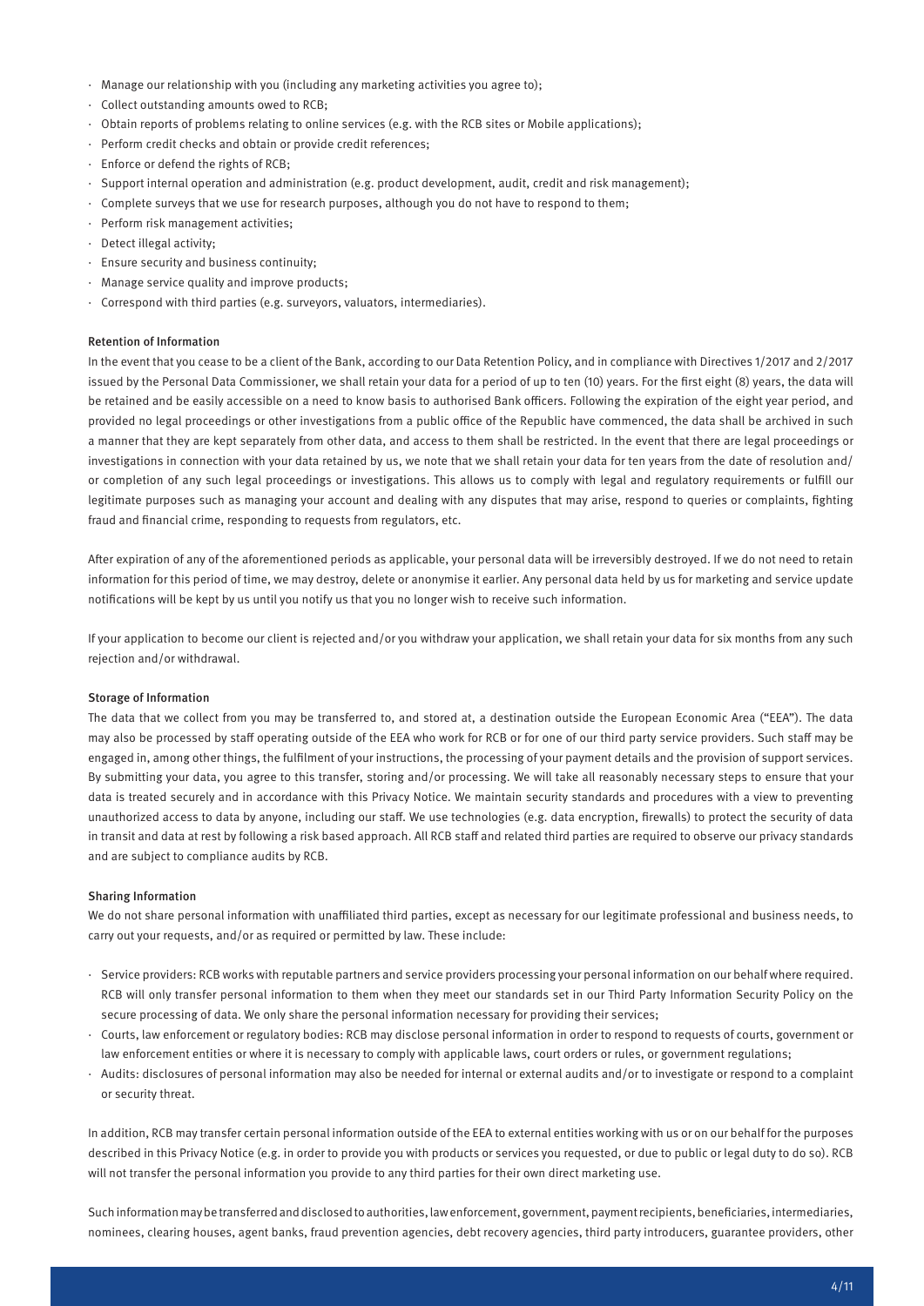- Manage our relationship with you (including any marketing activities you agree to);
- Collect outstanding amounts owed to RCB;
- Obtain reports of problems relating to online services (e.g. with the RCB sites or Mobile applications);
- Perform credit checks and obtain or provide credit references;
- Enforce or defend the rights of RCB;
- Support internal operation and administration (e.g. product development, audit, credit and risk management);
- Complete surveys that we use for research purposes, although you do not have to respond to them;
- Perform risk management activities;
- Detect illegal activity;
- Ensure security and business continuity;
- Manage service quality and improve products;
- Correspond with third parties (e.g. surveyors, valuators, intermediaries).

### Retention of Information

In the event that you cease to be a client of the Bank, according to our Data Retention Policy, and in compliance with Directives 1/2017 and 2/2017 issued by the Personal Data Commissioner, we shall retain your data for a period of up to ten (10) years. For the first eight (8) years, the data will be retained and be easily accessible on a need to know basis to authorised Bank officers. Following the expiration of the eight year period, and provided no legal proceedings or other investigations from a public office of the Republic have commenced, the data shall be archived in such a manner that they are kept separately from other data, and access to them shall be restricted. In the event that there are legal proceedings or investigations in connection with your data retained by us, we note that we shall retain your data for ten years from the date of resolution and/or completion of any such legal proceedings or investigations. This allows us to comply with legal and regulatory requirements or fulfill our legitimate purposes such as managing your account and dealing with any disputes that may arise, respond to queries or complaints, fighting fraud and financial crime, responding to requests from regulators, etc.

After expiration of any of the aforementioned periods as applicable, your personal data will be irreversibly destroyed. If we do not need to retain information for this period of time, we may destroy, delete or anonymise it earlier. Any personal data held by us for marketing and service update notifications will be kept by us until you notify us that you no longer wish to receive such information.

If your application to become our client is rejected and/or you withdraw your application, we shall retain your data for six months from any such rejection and/or withdrawal.

### Storage of Information

The data that we collect from you may be transferred to, and stored at, a destination outside the European Economic Area ("EEA"). The data may also be processed by staff operating outside of the EEA who work for RCB or for one of our third party service providers. Such staff may be engaged in, among other things, the fulfilment of your instructions, the processing of your payment details and the provision of support services. By submitting your data, you agree to this transfer, storing and/or processing. We will take all reasonably necessary steps to ensure that your data is treated securely and in accordance with this Privacy Notice. We maintain security standards and procedures with a view to preventing unauthorized access to data by anyone, including our staff. We use technologies (e.g. data encryption, firewalls) to protect the security of data in transit and data at rest by following a risk based approach. All RCB staff and related third parties are required to observe our privacy standards and are subject to compliance audits by RCB.

### Sharing Information

We do not share personal information with unaffiliated third parties, except as necessary for our legitimate professional and business needs, to carry out your requests, and/or as required or permitted by law. These include:

- Service providers: RCB works with reputable partners and service providers processing your personal information on our behalf where required. RCB will only transfer personal information to them when they meet our standards set in our Third Party Information Security Policy on the secure processing of data. We only share the personal information necessary for providing their services;
- Courts, law enforcement or regulatory bodies: RCB may disclose personal information in order to respond to requests of courts, government or law enforcement entities or where it is necessary to comply with applicable laws, court orders or rules, or government regulations;
- Audits: disclosures of personal information may also be needed for internal or external audits and/or to investigate or respond to a complaint or security threat.

In addition, RCB may transfer certain personal information outside of the EEA to external entities working with us or on our behalf for the purposes described in this Privacy Notice (e.g. in order to provide you with products or services you requested, or due to public or legal duty to do so). RCB will not transfer the personal information you provide to any third parties for their own direct marketing use.

Such information may be transferred and disclosed to authorities, law enforcement, government, payment recipients, beneficiaries, intermediaries, nominees, clearing houses, agent banks, fraud prevention agencies, debt recovery agencies, third party introducers, guarantee providers, other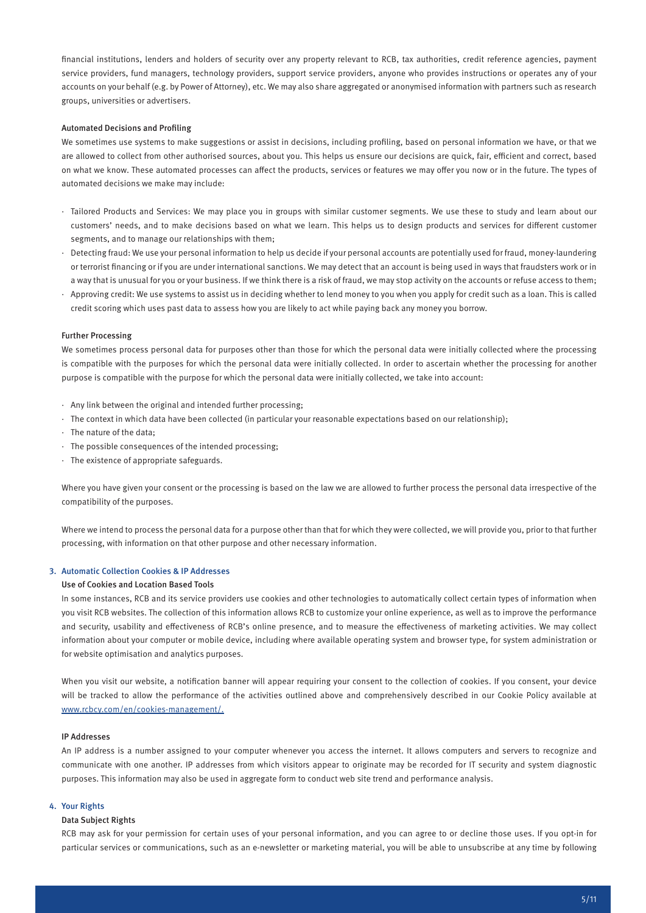financial institutions, lenders and holders of security over any property relevant to RCB, tax authorities, credit reference agencies, payment service providers, fund managers, technology providers, support service providers, anyone who provides instructions or operates any of your accounts on your behalf (e.g. by Power of Attorney), etc. We may also share aggregated or anonymised information with partners such as research groups, universities or advertisers.

#### Automated Decisions and Profiling

We sometimes use systems to make suggestions or assist in decisions, including profiling, based on personal information we have, or that we are allowed to collect from other authorised sources, about you. This helps us ensure our decisions are quick, fair, efficient and correct, based on what we know. These automated processes can affect the products, services or features we may offer you now or in the future. The types of automated decisions we make may include:

- Tailored Products and Services: We may place you in groups with similar customer segments. We use these to study and learn about our customers' needs, and to make decisions based on what we learn. This helps us to design products and services for different customer segments, and to manage our relationships with them;
- Detecting fraud: We use your personal information to help us decide if your personal accounts are potentially used for fraud, money-laundering or terrorist financing or if you are under international sanctions. We may detect that an account is being used in ways that fraudsters work or in a way that is unusual for you or your business. If we think there is a risk of fraud, we may stop activity on the accounts or refuse access to them;
- Approving credit: We use systems to assist us in deciding whether to lend money to you when you apply for credit such as a loan. This is called credit scoring which uses past data to assess how you are likely to act while paying back any money you borrow.

#### Further Processing

We sometimes process personal data for purposes other than those for which the personal data were initially collected where the processing is compatible with the purposes for which the personal data were initially collected. In order to ascertain whether the processing for another purpose is compatible with the purpose for which the personal data were initially collected, we take into account:

- Any link between the original and intended further processing;
- The context in which data have been collected (in particular your reasonable expectations based on our relationship);
- The nature of the data;
- The possible consequences of the intended processing;
- The existence of appropriate safeguards.

Where you have given your consent or the processing is based on the law we are allowed to further process the personal data irrespective of the compatibility of the purposes.

Where we intend to process the personal data for a purpose other than that for which they were collected, we will provide you, prior to that further processing, with information on that other purpose and other necessary information.

## 3. Automatic Collection Cookies & IP Addresses

#### Use of Cookies and Location Based Tools

In some instances, RCB and its service providers use cookies and other technologies to automatically collect certain types of information when you visit RCB websites. The collection of this information allows RCB to customize your online experience, as well as to improve the performance and security, usability and effectiveness of RCB's online presence, and to measure the effectiveness of marketing activities. We may collect information about your computer or mobile device, including where available operating system and browser type, for system administration or for website optimisation and analytics purposes.

When you visit our website, a notification banner will appear requiring your consent to the collection of cookies. If you consent, your device will be tracked to allow the performance of the activities outlined above and comprehensively described in our Cookie Policy available at www.rcbcy.com/en/cookies-management/.

#### IP Addresses

An IP address is a number assigned to your computer whenever you access the internet. It allows computers and servers to recognize and communicate with one another. IP addresses from which visitors appear to originate may be recorded for IT security and system diagnostic purposes. This information may also be used in aggregate form to conduct web site trend and performance analysis.

## 4. Your Rights

#### Data Subject Rights

RCB may ask for your permission for certain uses of your personal information, and you can agree to or decline those uses. If you opt-in for particular services or communications, such as an e-newsletter or marketing material, you will be able to unsubscribe at any time by following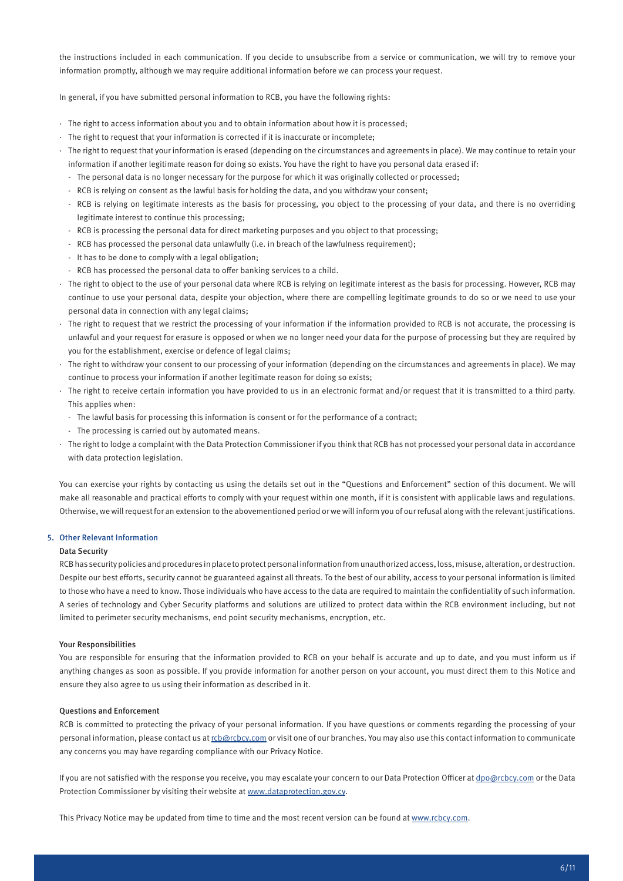the instructions included in each communication. If you decide to unsubscribe from a service or communication, we will try to remove your information promptly, although we may require additional information before we can process your request.

In general, if you have submitted personal information to RCB, you have the following rights:

- The right to access information about you and to obtain information about how it is processed;
- The right to request that your information is corrected if it is inaccurate or incomplete;
- The right to request that your information is erased (depending on the circumstances and agreements in place). We may continue to retain your information if another legitimate reason for doing so exists. You have the right to have you personal data erased if:
  - The personal data is no longer necessary for the purpose for which it was originally collected or processed;
  - RCB is relying on consent as the lawful basis for holding the data, and you withdraw your consent;
  - RCB is relying on legitimate interests as the basis for processing, you object to the processing of your data, and there is no overriding legitimate interest to continue this processing;
  - RCB is processing the personal data for direct marketing purposes and you object to that processing;
  - RCB has processed the personal data unlawfully (i.e. in breach of the lawfulness requirement);
  - It has to be done to comply with a legal obligation;
  - RCB has processed the personal data to offer banking services to a child.
- The right to object to the use of your personal data where RCB is relying on legitimate interest as the basis for processing. However, RCB may continue to use your personal data, despite your objection, where there are compelling legitimate grounds to do so or we need to use your personal data in connection with any legal claims;
- The right to request that we restrict the processing of your information if the information provided to RCB is not accurate, the processing is unlawful and your request for erasure is opposed or when we no longer need your data for the purpose of processing but they are required by you for the establishment, exercise or defence of legal claims;
- The right to withdraw your consent to our processing of your information (depending on the circumstances and agreements in place). We may continue to process your information if another legitimate reason for doing so exists;
- The right to receive certain information you have provided to us in an electronic format and/or request that it is transmitted to a third party. This applies when:
  - The lawful basis for processing this information is consent or for the performance of a contract;
  - The processing is carried out by automated means.
- The right to lodge a complaint with the Data Protection Commissioner if you think that RCB has not processed your personal data in accordance with data protection legislation.

You can exercise your rights by contacting us using the details set out in the "Questions and Enforcement" section of this document. We will make all reasonable and practical efforts to comply with your request within one month, if it is consistent with applicable laws and regulations. Otherwise, we will request for an extension to the abovementioned period or we will inform you of our refusal along with the relevant justifications.

## 5. Other Relevant Information

### Data Security

RCB has security policies and procedures in place to protect personal information from unauthorized access, loss, misuse, alteration, or destruction. Despite our best efforts, security cannot be guaranteed against all threats. To the best of our ability, access to your personal information is limited to those who have a need to know. Those individuals who have access to the data are required to maintain the confidentiality of such information. A series of technology and Cyber Security platforms and solutions are utilized to protect data within the RCB environment including, but not limited to perimeter security mechanisms, end point security mechanisms, encryption, etc.

### Your Responsibilities

You are responsible for ensuring that the information provided to RCB on your behalf is accurate and up to date, and you must inform us if anything changes as soon as possible. If you provide information for another person on your account, you must direct them to this Notice and ensure they also agree to us using their information as described in it.

### Questions and Enforcement

RCB is committed to protecting the privacy of your personal information. If you have questions or comments regarding the processing of your personal information, please contact us at rcb@rcbcy.com or visit one of our branches. You may also use this contact information to communicate any concerns you may have regarding compliance with our Privacy Notice.

If you are not satisfied with the response you receive, you may escalate your concern to our Data Protection Officer at dpo@rcbcy.com or the Data Protection Commissioner by visiting their website at www.dataprotection.gov.cy.

This Privacy Notice may be updated from time to time and the most recent version can be found at www.rcbcy.com.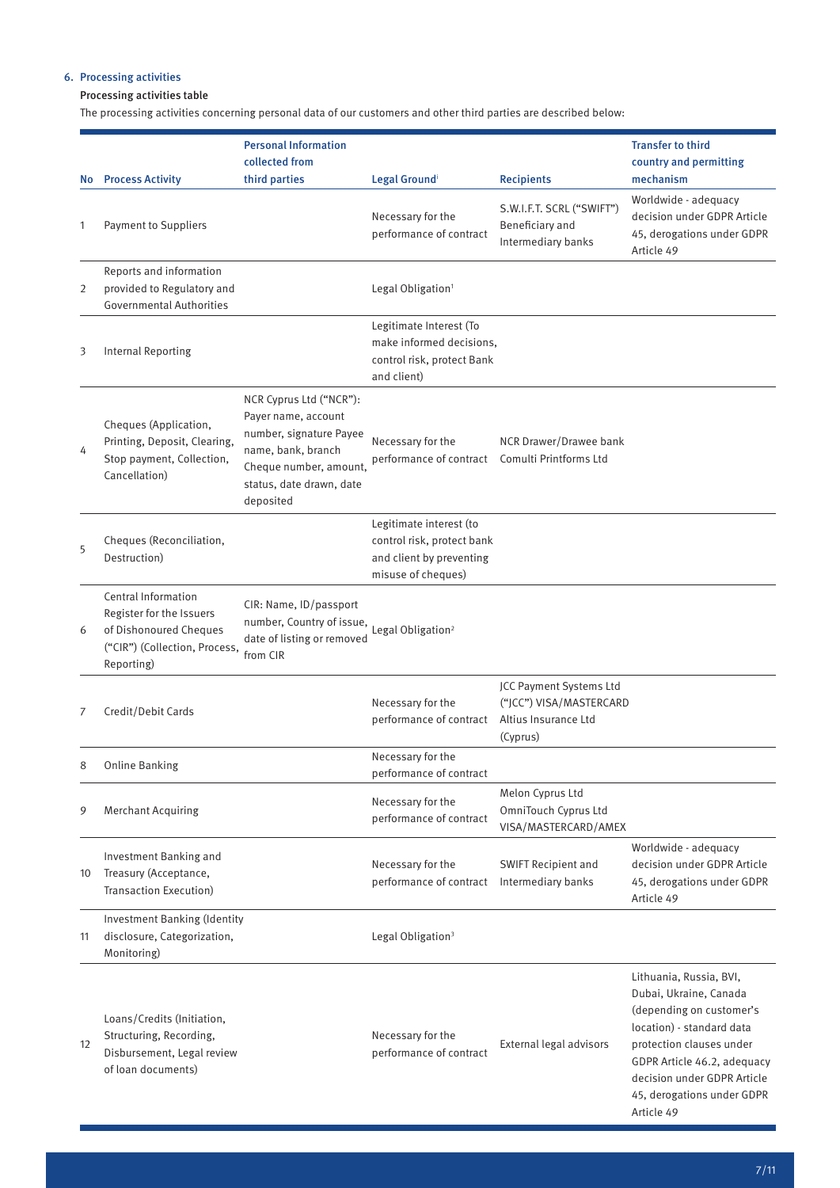## 6. Processing activities

### Processing activities table

The processing activities concerning personal data of our customers and other third parties are described below:

| No | Process Activity | Personal Information collected from third parties | Legal Ground[i] | Recipients | Transfer to third country and permitting mechanism |
|---|---|---|---|---|---|
| 1 | Payment to Suppliers | | Necessary for the performance of contract | S.W.I.F.T. SCRL ("SWIFT") Beneficiary and Intermediary banks | Worldwide - adequacy decision under GDPR Article 45, derogations under GDPR Article 49 |
| 2 | Reports and information provided to Regulatory and Governmental Authorities | | Legal Obligation[1] | | |
| 3 | Internal Reporting | | Legitimate Interest (To make informed decisions, control risk, protect Bank and client) | | |
| 4 | Cheques (Application, Printing, Deposit, Clearing, Stop payment, Collection, Cancellation) | NCR Cyprus Ltd ("NCR"): Payer name, account number, signature Payee name, bank, branch Cheque number, amount, status, date drawn, date deposited | Necessary for the performance of contract | NCR Drawer/Drawee bank Comulti Printforms Ltd | |
| 5 | Cheques (Reconciliation, Destruction) | | Legitimate interest (to control risk, protect bank and client by preventing misuse of cheques) | | |
| 6 | Central Information Register for the Issuers of Dishonoured Cheques ("CIR") (Collection, Process, Reporting) | CIR: Name, ID/passport number, Country of issue, date of listing or removed from CIR | Legal Obligation[2] | | |
| 7 | Credit/Debit Cards | | Necessary for the performance of contract | JCC Payment Systems Ltd ("JCC") VISA/MASTERCARD Altius Insurance Ltd (Cyprus) | |
| 8 | Online Banking | | Necessary for the performance of contract | | |
| 9 | Merchant Acquiring | | Necessary for the performance of contract | Melon Cyprus Ltd OmniTouch Cyprus Ltd VISA/MASTERCARD/AMEX | |
| 10 | Investment Banking and Treasury (Acceptance, Transaction Execution) | | Necessary for the performance of contract | SWIFT Recipient and Intermediary banks | Worldwide - adequacy decision under GDPR Article 45, derogations under GDPR Article 49 |
| 11 | Investment Banking (Identity disclosure, Categorization, Monitoring) | | Legal Obligation[3] | | |
| 12 | Loans/Credits (Initiation, Structuring, Recording, Disbursement, Legal review of loan documents) | | Necessary for the performance of contract | External legal advisors | Lithuania, Russia, BVI, Dubai, Ukraine, Canada (depending on customer's location) - standard data protection clauses under GDPR Article 46.2, adequacy decision under GDPR Article 45, derogations under GDPR Article 49 |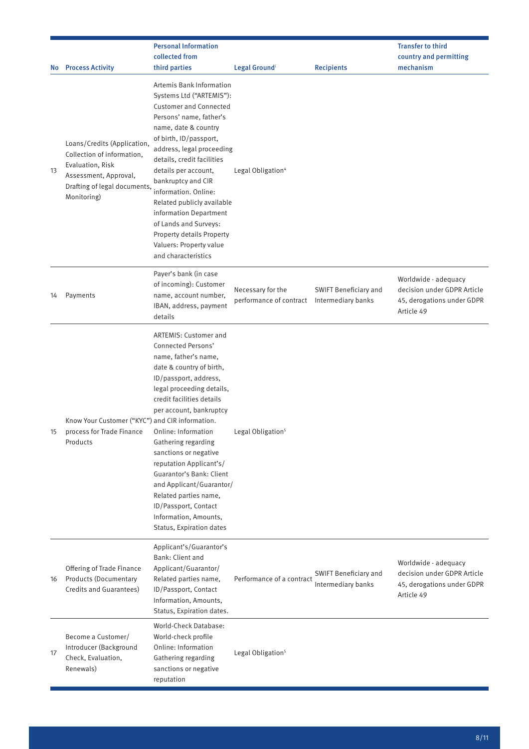| No | Process Activity | Personal Information collected from third parties | Legal Ground[1] | Recipients | Transfer to third country and permitting mechanism |
|---|---|---|---|---|---|
| 13 | Loans/Credits (Application, Collection of information, Evaluation, Risk Assessment, Approval, Drafting of legal documents, Monitoring) | Artemis Bank Information Systems Ltd ("ARTEMIS"): Customer and Connected Persons' name, father's name, date & country of birth, ID/passport, address, legal proceeding details, credit facilities details per account, bankruptcy and CIR information. Online: Related publicly available information Department of Lands and Surveys: Property details Property Valuers: Property value and characteristics | Legal Obligation[4] | | |
| 14 | Payments | Payer's bank (in case of incoming): Customer name, account number, IBAN, address, payment details | Necessary for the performance of contract | SWIFT Beneficiary and Intermediary banks | Worldwide - adequacy decision under GDPR Article 45, derogations under GDPR Article 49 |
| 15 | Know Your Customer ("KYC") process for Trade Finance Products | ARTEMIS: Customer and Connected Persons' name, father's name, date & country of birth, ID/passport, address, legal proceeding details, credit facilities details per account, bankruptcy and CIR information. Online: Information Gathering regarding sanctions or negative reputation Applicant's/ Guarantor's Bank: Client and Applicant/Guarantor/ Related parties name, ID/Passport, Contact Information, Amounts, Status, Expiration dates | Legal Obligation[5] | | |
| 16 | Offering of Trade Finance Products (Documentary Credits and Guarantees) | Applicant's/Guarantor's Bank: Client and Applicant/Guarantor/ Related parties name, ID/Passport, Contact Information, Amounts, Status, Expiration dates. | Performance of a contract | SWIFT Beneficiary and Intermediary banks | Worldwide - adequacy decision under GDPR Article 45, derogations under GDPR Article 49 |
| 17 | Become a Customer/ Introducer (Background Check, Evaluation, Renewals) | World-Check Database: World-check profile Online: Information Gathering regarding sanctions or negative reputation | Legal Obligation[5] | | |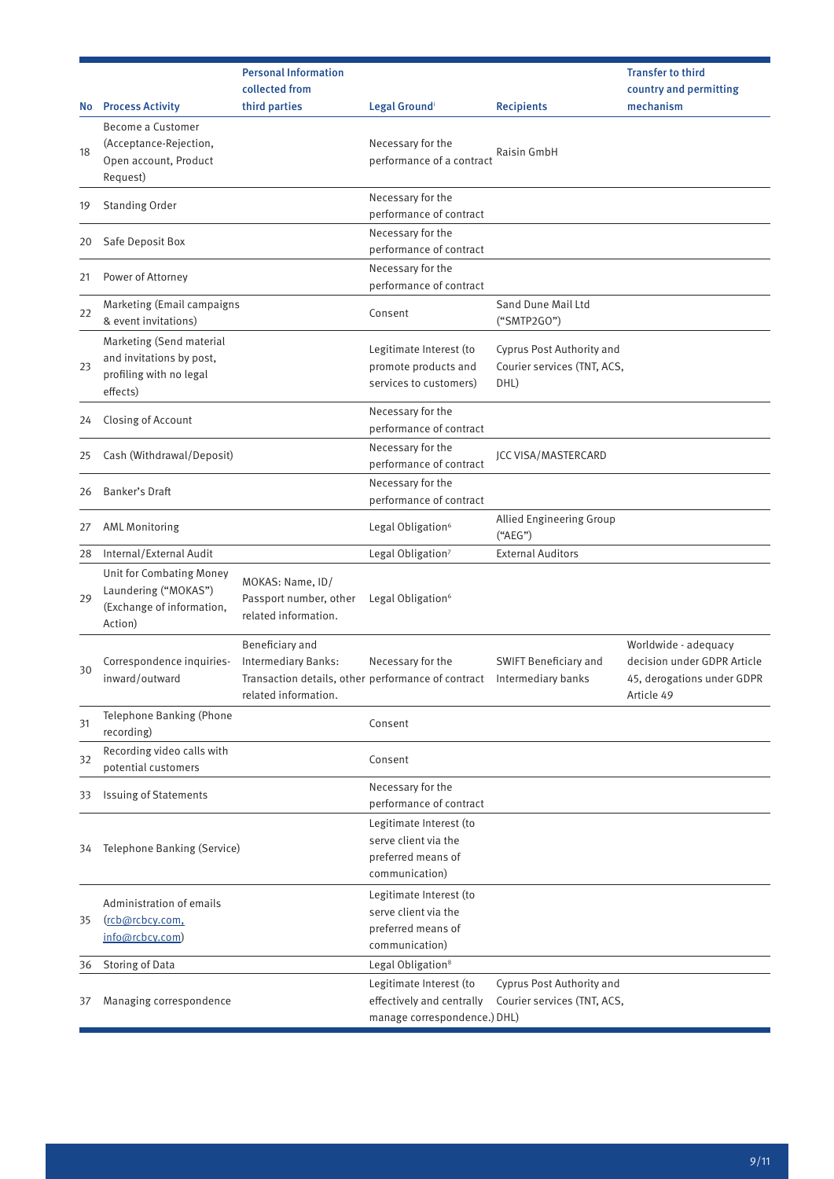| No | Process Activity | Personal Information collected from third parties | Legal Ground[i] | Recipients | Transfer to third country and permitting mechanism |
|---|---|---|---|---|---|
| 18 | Become a Customer (Acceptance-Rejection, Open account, Product Request) | | Necessary for the performance of a contract | Raisin GmbH | |
| 19 | Standing Order | | Necessary for the performance of contract | | |
| 20 | Safe Deposit Box | | Necessary for the performance of contract | | |
| 21 | Power of Attorney | | Necessary for the performance of contract | | |
| 22 | Marketing (Email campaigns & event invitations) | | Consent | Sand Dune Mail Ltd ("SMTP2GO") | |
| 23 | Marketing (Send material and invitations by post, profiling with no legal effects) | | Legitimate Interest (to promote products and services to customers) | Cyprus Post Authority and Courier services (TNT, ACS, DHL) | |
| 24 | Closing of Account | | Necessary for the performance of contract | | |
| 25 | Cash (Withdrawal/Deposit) | | Necessary for the performance of contract | JCC VISA/MASTERCARD | |
| 26 | Banker's Draft | | Necessary for the performance of contract | | |
| 27 | AML Monitoring | | Legal Obligation[6] | Allied Engineering Group ("AEG") | |
| 28 | Internal/External Audit | | Legal Obligation[7] | External Auditors | |
| 29 | Unit for Combating Money Laundering ("MOKAS") (Exchange of information, Action) | MOKAS: Name, ID/ Passport number, other related information. | Legal Obligation[6] | | |
| 30 | Correspondence inquiries-inward/outward | Beneficiary and Intermediary Banks: Transaction details, other related information. | Necessary for the performance of contract | SWIFT Beneficiary and Intermediary banks | Worldwide - adequacy decision under GDPR Article 45, derogations under GDPR Article 49 |
| 31 | Telephone Banking (Phone recording) | | Consent | | |
| 32 | Recording video calls with potential customers | | Consent | | |
| 33 | Issuing of Statements | | Necessary for the performance of contract | | |
| 34 | Telephone Banking (Service) | | Legitimate Interest (to serve client via the preferred means of communication) | | |
| 35 | Administration of emails (rcb@rcbcy.com, info@rcbcy.com) | | Legitimate Interest (to serve client via the preferred means of communication) | | |
| 36 | Storing of Data | | Legal Obligation[8] | | |
| 37 | Managing correspondence | | Legitimate Interest (to effectively and centrally manage correspondence.) | Cyprus Post Authority and Courier services (TNT, ACS, DHL) | |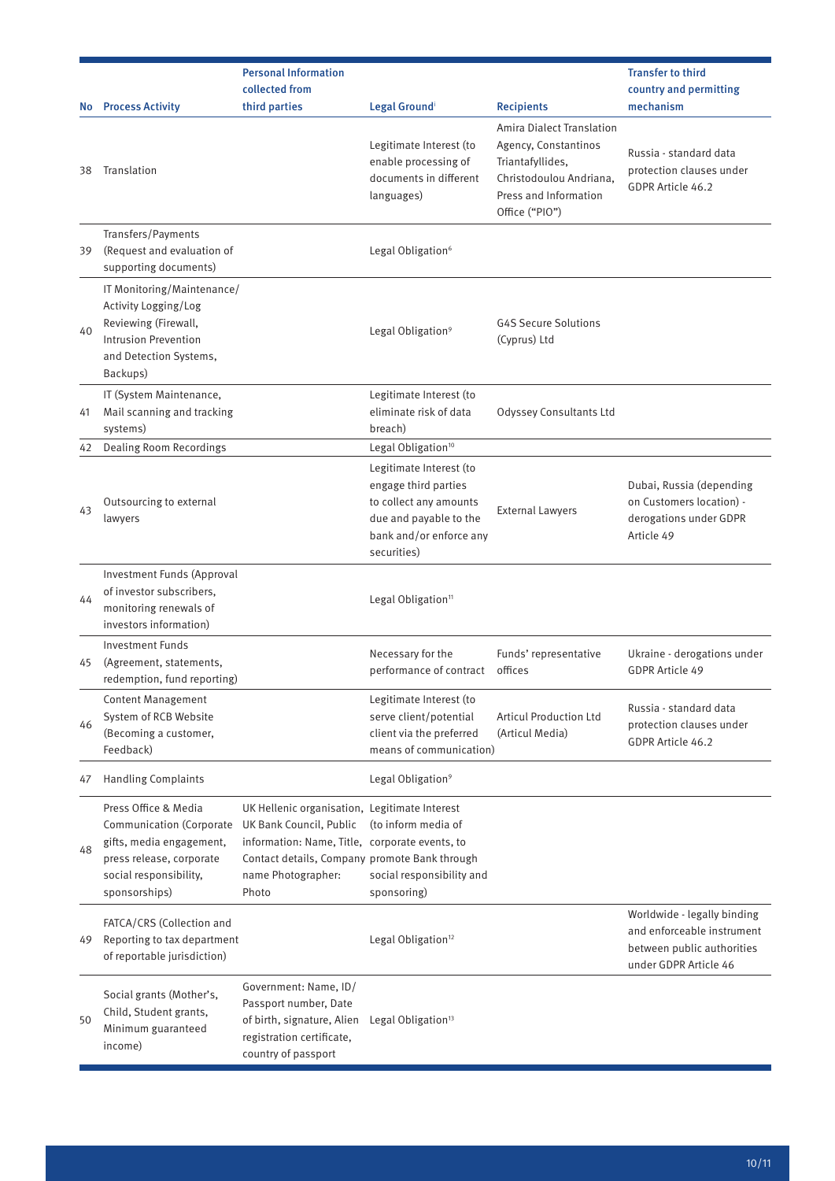| No | Process Activity | Personal Information collected from third parties | Legal Ground[i] | Recipients | Transfer to third country and permitting mechanism |
|---|---|---|---|---|---|
| 38 | Translation | | Legitimate Interest (to enable processing of documents in different languages) | Amira Dialect Translation Agency, Constantinos Triantafyllides, Christodoulou Andriana, Press and Information Office ("PIO") | Russia - standard data protection clauses under GDPR Article 46.2 |
| 39 | Transfers/Payments (Request and evaluation of supporting documents) | | Legal Obligation[6] | | |
| 40 | IT Monitoring/Maintenance/ Activity Logging/Log Reviewing (Firewall, Intrusion Prevention and Detection Systems, Backups) | | Legal Obligation[9] | G4S Secure Solutions (Cyprus) Ltd | |
| 41 | IT (System Maintenance, Mail scanning and tracking systems) | | Legitimate Interest (to eliminate risk of data breach) | Odyssey Consultants Ltd | |
| 42 | Dealing Room Recordings | | Legal Obligation[10] | | |
| 43 | Outsourcing to external lawyers | | Legitimate Interest (to engage third parties to collect any amounts due and payable to the bank and/or enforce any securities) | External Lawyers | Dubai, Russia (depending on Customers location) - derogations under GDPR Article 49 |
| 44 | Investment Funds (Approval of investor subscribers, monitoring renewals of investors information) | | Legal Obligation[11] | | |
| 45 | Investment Funds (Agreement, statements, redemption, fund reporting) | | Necessary for the performance of contract | Funds' representative offices | Ukraine - derogations under GDPR Article 49 |
| 46 | Content Management System of RCB Website (Becoming a customer, Feedback) | | Legitimate Interest (to serve client/potential client via the preferred means of communication) | Articul Production Ltd (Articul Media) | Russia - standard data protection clauses under GDPR Article 46.2 |
| 47 | Handling Complaints | | Legal Obligation[9] | | |
| 48 | Press Office & Media Communication (Corporate gifts, media engagement, press release, corporate social responsibility, sponsorships) | UK Hellenic organisation, UK Bank Council, Public information: Name, Title, Contact details, Company name Photographer: Photo | Legitimate Interest (to inform media of corporate events, to promote Bank through social responsibility and sponsoring) | | |
| 49 | FATCA/CRS (Collection and Reporting to tax department of reportable jurisdiction) | | Legal Obligation[12] | | Worldwide - legally binding and enforceable instrument between public authorities under GDPR Article 46 |
| 50 | Social grants (Mother's, Child, Student grants, Minimum guaranteed income) | Government: Name, ID/ Passport number, Date of birth, signature, Alien registration certificate, country of passport | Legal Obligation[13] | | |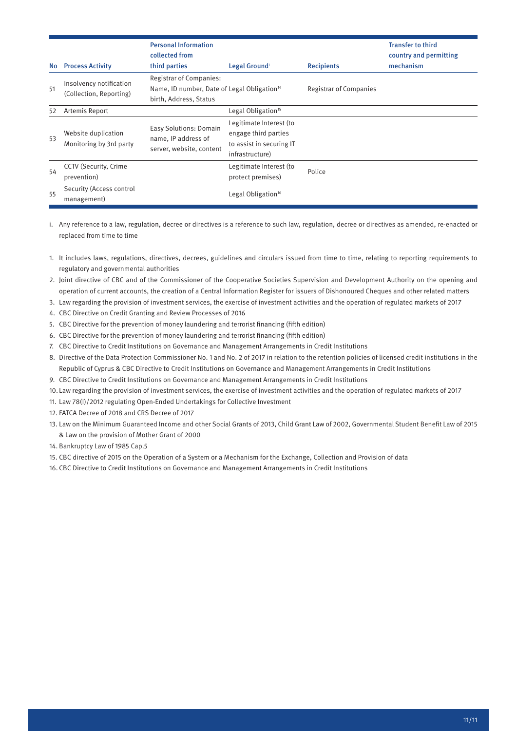| No | Process Activity | Personal Information collected from third parties | Legal Ground[i] | Recipients | Transfer to third country and permitting mechanism |
|---|---|---|---|---|---|
| 51 | Insolvency notification (Collection, Reporting) | Registrar of Companies: Name, ID number, Date of birth, Address, Status | Legal Obligation[14] | Registrar of Companies | |
| 52 | Artemis Report | | Legal Obligation[15] | | |
| 53 | Website duplication Monitoring by 3rd party | Easy Solutions: Domain name, IP address of server, website, content | Legitimate Interest (to engage third parties to assist in securing IT infrastructure) | | |
| 54 | CCTV (Security, Crime prevention) | | Legitimate Interest (to protect premises) | Police | |
| 55 | Security (Access control management) | | Legal Obligation[16] | | |

i. Any reference to a law, regulation, decree or directives is a reference to such law, regulation, decree or directives as amended, re-enacted or replaced from time to time

1. It includes laws, regulations, directives, decrees, guidelines and circulars issued from time to time, relating to reporting requirements to regulatory and governmental authorities
2. Joint directive of CBC and of the Commissioner of the Cooperative Societies Supervision and Development Authority on the opening and operation of current accounts, the creation of a Central Information Register for issuers of Dishonoured Cheques and other related matters
3. Law regarding the provision of investment services, the exercise of investment activities and the operation of regulated markets of 2017
4. CBC Directive on Credit Granting and Review Processes of 2016
5. CBC Directive for the prevention of money laundering and terrorist financing (fifth edition)
6. CBC Directive for the prevention of money laundering and terrorist financing (fifth edition)
7. CBC Directive to Credit Institutions on Governance and Management Arrangements in Credit Institutions
8. Directive of the Data Protection Commissioner No. 1 and No. 2 of 2017 in relation to the retention policies of licensed credit institutions in the Republic of Cyprus & CBC Directive to Credit Institutions on Governance and Management Arrangements in Credit Institutions
9. CBC Directive to Credit Institutions on Governance and Management Arrangements in Credit Institutions
10. Law regarding the provision of investment services, the exercise of investment activities and the operation of regulated markets of 2017
11. Law 78(I)/2012 regulating Open-Ended Undertakings for Collective Investment
12. FATCA Decree of 2018 and CRS Decree of 2017
13. Law on the Minimum Guaranteed Income and other Social Grants of 2013, Child Grant Law of 2002, Governmental Student Benefit Law of 2015 & Law on the provision of Mother Grant of 2000
14. Bankruptcy Law of 1985 Cap.5
15. CBC directive of 2015 on the Operation of a System or a Mechanism for the Exchange, Collection and Provision of data
16. CBC Directive to Credit Institutions on Governance and Management Arrangements in Credit Institutions